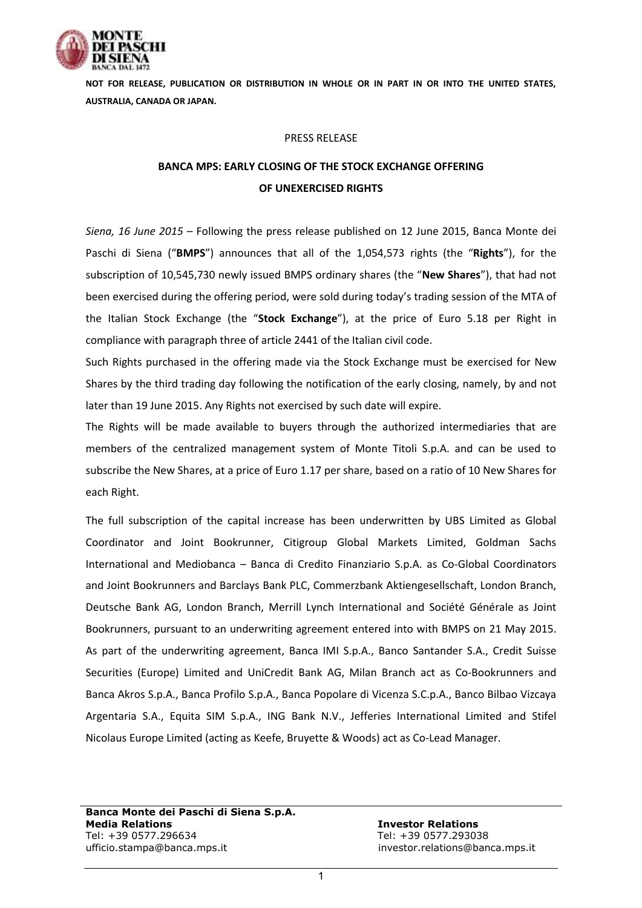**NOT FOR RELEASE, PUBLICATION OR DISTRIBUTION IN WHOLE OR IN PART IN OR INTO THE UNITED STATES, AUSTRALIA, CANADA OR JAPAN.**

PRESS RELEASE

# BANCA MPS: EARLY CLOSING OF THE STOCK EXCHANGE OFFERING OF UNEXERCISED RIGHTS

*Siena, 16 June 2015* – Following the press release published on 12 June 2015, Banca Monte dei Paschi di Siena ("**BMPS**") announces that all of the 1,054,573 rights (the "**Rights**"), for the subscription of 10,545,730 newly issued BMPS ordinary shares (the "**New Shares**"), that had not been exercised during the offering period, were sold during today's trading session of the MTA of the Italian Stock Exchange (the "**Stock Exchange**"), at the price of Euro 5.18 per Right in compliance with paragraph three of article 2441 of the Italian civil code.

Such Rights purchased in the offering made via the Stock Exchange must be exercised for New Shares by the third trading day following the notification of the early closing, namely, by and not later than 19 June 2015. Any Rights not exercised by such date will expire.

The Rights will be made available to buyers through the authorized intermediaries that are members of the centralized management system of Monte Titoli S.p.A. and can be used to subscribe the New Shares, at a price of Euro 1.17 per share, based on a ratio of 10 New Shares for each Right.

The full subscription of the capital increase has been underwritten by UBS Limited as Global Coordinator and Joint Bookrunner, Citigroup Global Markets Limited, Goldman Sachs International and Mediobanca – Banca di Credito Finanziario S.p.A. as Co-Global Coordinators and Joint Bookrunners and Barclays Bank PLC, Commerzbank Aktiengesellschaft, London Branch, Deutsche Bank AG, London Branch, Merrill Lynch International and Société Générale as Joint Bookrunners, pursuant to an underwriting agreement entered into with BMPS on 21 May 2015. As part of the underwriting agreement, Banca IMI S.p.A., Banco Santander S.A., Credit Suisse Securities (Europe) Limited and UniCredit Bank AG, Milan Branch act as Co-Bookrunners and Banca Akros S.p.A., Banca Profilo S.p.A., Banca Popolare di Vicenza S.C.p.A., Banco Bilbao Vizcaya Argentaria S.A., Equita SIM S.p.A., ING Bank N.V., Jefferies International Limited and Stifel Nicolaus Europe Limited (acting as Keefe, Bruyette & Woods) act as Co-Lead Manager.

**Banca Monte dei Paschi di Siena S.p.A.**

**Media Relations**
Tel: +39 0577.296634
ufficio.stampa@banca.mps.it

**Investor Relations**
Tel: +39 0577.293038
investor.relations@banca.mps.it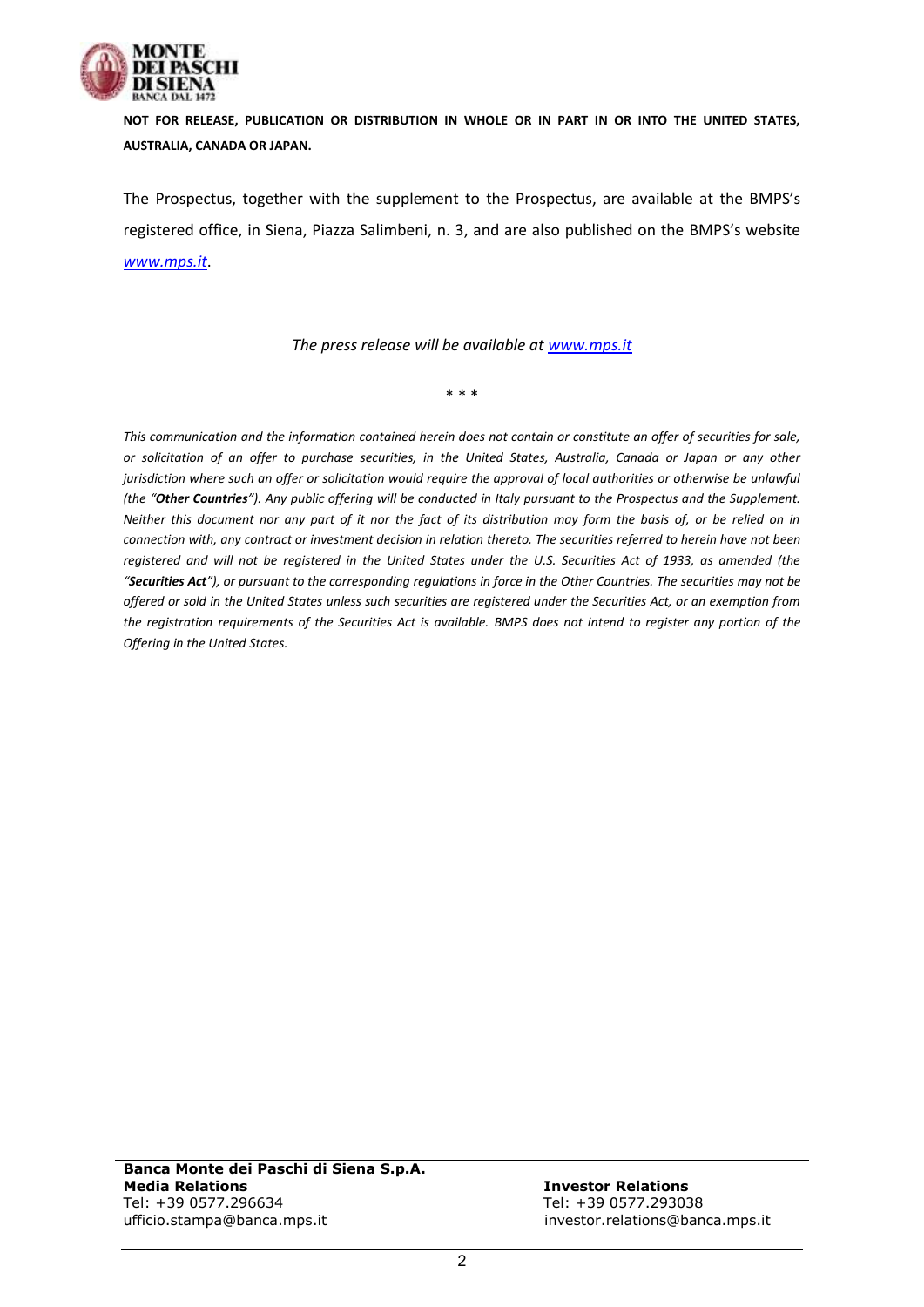**NOT FOR RELEASE, PUBLICATION OR DISTRIBUTION IN WHOLE OR IN PART IN OR INTO THE UNITED STATES, AUSTRALIA, CANADA OR JAPAN.**

The Prospectus, together with the supplement to the Prospectus, are available at the BMPS's registered office, in Siena, Piazza Salimbeni, n. 3, and are also published on the BMPS's website *www.mps.it*.

*The press release will be available at www.mps.it*

\* \* \*

*This communication and the information contained herein does not contain or constitute an offer of securities for sale, or solicitation of an offer to purchase securities, in the United States, Australia, Canada or Japan or any other jurisdiction where such an offer or solicitation would require the approval of local authorities or otherwise be unlawful (the "**Other Countries**"). Any public offering will be conducted in Italy pursuant to the Prospectus and the Supplement. Neither this document nor any part of it nor the fact of its distribution may form the basis of, or be relied on in connection with, any contract or investment decision in relation thereto. The securities referred to herein have not been registered and will not be registered in the United States under the U.S. Securities Act of 1933, as amended (the "**Securities Act**"), or pursuant to the corresponding regulations in force in the Other Countries. The securities may not be offered or sold in the United States unless such securities are registered under the Securities Act, or an exemption from the registration requirements of the Securities Act is available. BMPS does not intend to register any portion of the Offering in the United States.*

**Banca Monte dei Paschi di Siena S.p.A.**

**Media Relations**
Tel: +39 0577.296634
ufficio.stampa@banca.mps.it

**Investor Relations**
Tel: +39 0577.293038
investor.relations@banca.mps.it